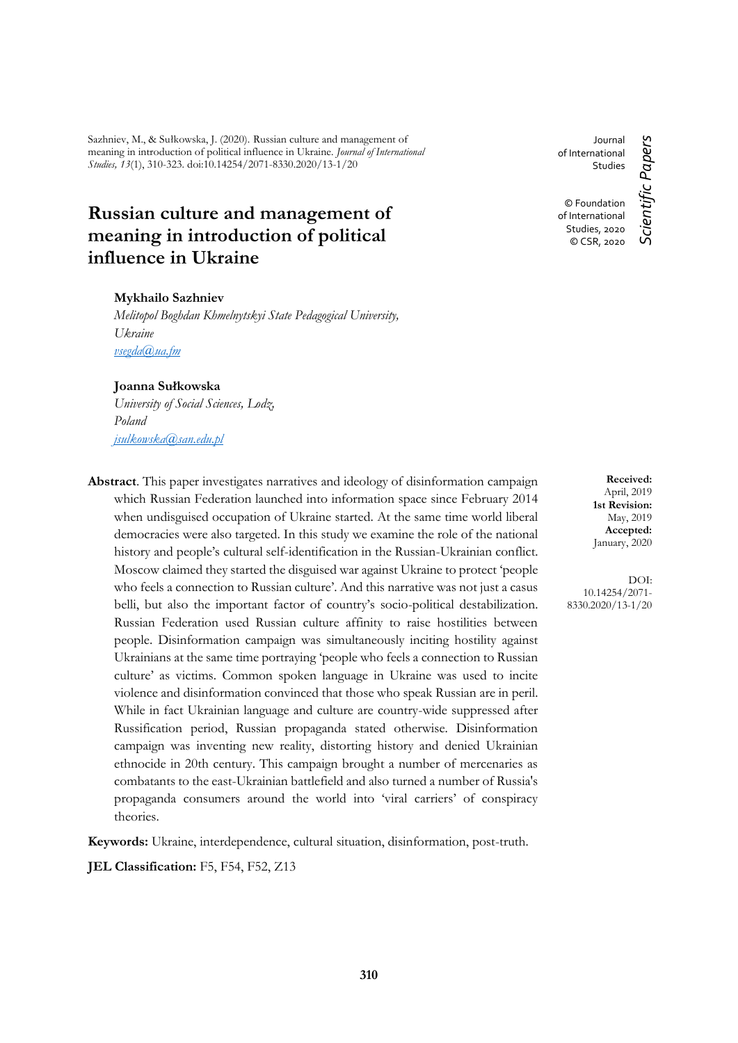Sazhniev, M., & Sułkowska, J. (2020). Russian culture and management of meaning in introduction of political influence in Ukraine. *Journal of International Studies, 13*(1), 310-323. doi:10.14254/2071-8330.2020/13-1/20

Journal of International Studies

© Foundation of International Studies, 2020
© CSR, 2020

*Scientific Papers*

# Russian culture and management of meaning in introduction of political influence in Ukraine

**Mykhailo Sazhniev**
*Melitopol Boghdan Khmelnytskyi State Pedagogical University, Ukraine*
*vsegda@ua.fm*

**Joanna Sułkowska**
*University of Social Sciences, Lodz, Poland*
*jsulkowska@san.edu.pl*

**Abstract**. This paper investigates narratives and ideology of disinformation campaign which Russian Federation launched into information space since February 2014 when undisguised occupation of Ukraine started. At the same time world liberal democracies were also targeted. In this study we examine the role of the national history and people's cultural self-identification in the Russian-Ukrainian conflict. Moscow claimed they started the disguised war against Ukraine to protect 'people who feels a connection to Russian culture'. And this narrative was not just a casus belli, but also the important factor of country's socio-political destabilization. Russian Federation used Russian culture affinity to raise hostilities between people. Disinformation campaign was simultaneously inciting hostility against Ukrainians at the same time portraying 'people who feels a connection to Russian culture' as victims. Common spoken language in Ukraine was used to incite violence and disinformation convinced that those who speak Russian are in peril. While in fact Ukrainian language and culture are country-wide suppressed after Russification period, Russian propaganda stated otherwise. Disinformation campaign was inventing new reality, distorting history and denied Ukrainian ethnocide in 20th century. This campaign brought a number of mercenaries as combatants to the east-Ukrainian battlefield and also turned a number of Russia's propaganda consumers around the world into 'viral carriers' of conspiracy theories.

**Received:** April, 2019
**1st Revision:** May, 2019
**Accepted:** January, 2020

DOI: 10.14254/2071-8330.2020/13-1/20

**Keywords:** Ukraine, interdependence, cultural situation, disinformation, post-truth.

**JEL Classification:** F5, F54, F52, Z13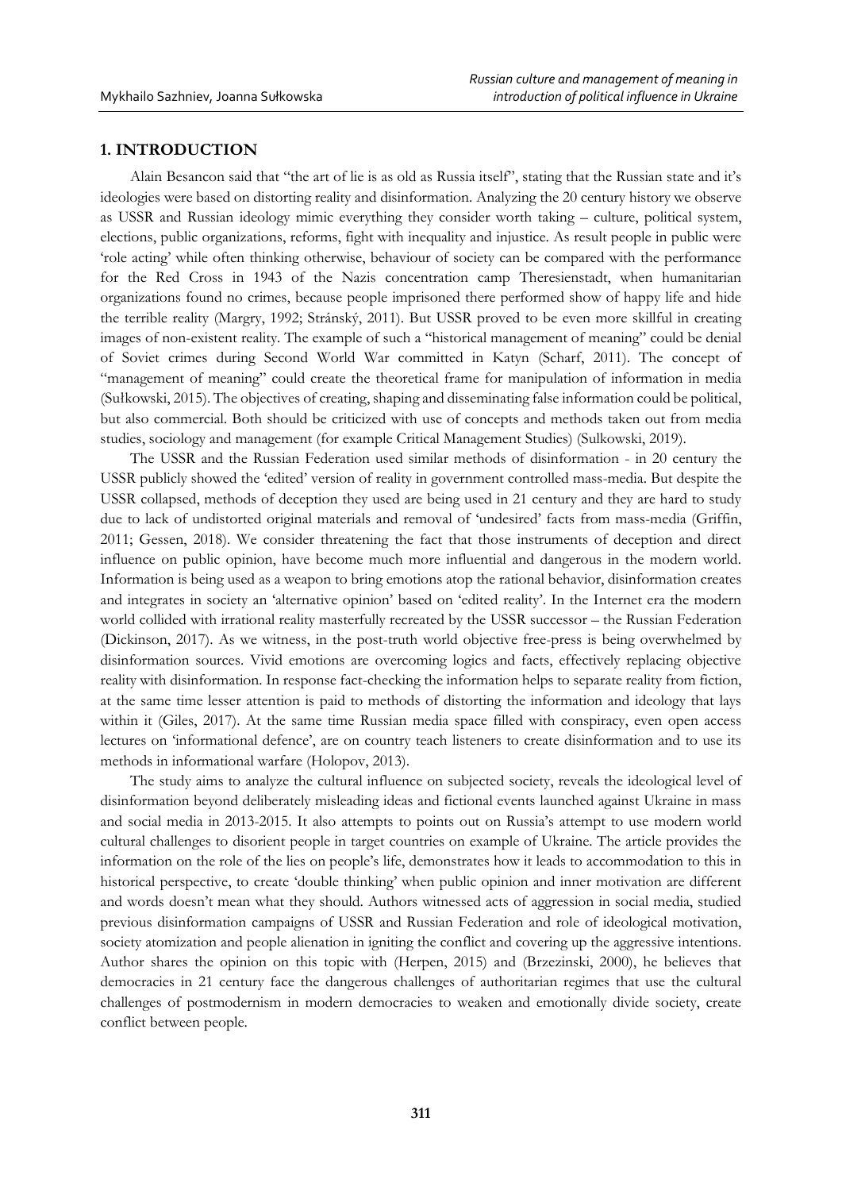## 1. INTRODUCTION

Alain Besancon said that "the art of lie is as old as Russia itself", stating that the Russian state and it's ideologies were based on distorting reality and disinformation. Analyzing the 20 century history we observe as USSR and Russian ideology mimic everything they consider worth taking – culture, political system, elections, public organizations, reforms, fight with inequality and injustice. As result people in public were 'role acting' while often thinking otherwise, behaviour of society can be compared with the performance for the Red Cross in 1943 of the Nazis concentration camp Theresienstadt, when humanitarian organizations found no crimes, because people imprisoned there performed show of happy life and hide the terrible reality (Margry, 1992; Stránský, 2011). But USSR proved to be even more skillful in creating images of non-existent reality. The example of such a "historical management of meaning" could be denial of Soviet crimes during Second World War committed in Katyn (Scharf, 2011). The concept of "management of meaning" could create the theoretical frame for manipulation of information in media (Sułkowski, 2015). The objectives of creating, shaping and disseminating false information could be political, but also commercial. Both should be criticized with use of concepts and methods taken out from media studies, sociology and management (for example Critical Management Studies) (Sulkowski, 2019).

The USSR and the Russian Federation used similar methods of disinformation - in 20 century the USSR publicly showed the 'edited' version of reality in government controlled mass-media. But despite the USSR collapsed, methods of deception they used are being used in 21 century and they are hard to study due to lack of undistorted original materials and removal of 'undesired' facts from mass-media (Griffin, 2011; Gessen, 2018). We consider threatening the fact that those instruments of deception and direct influence on public opinion, have become much more influential and dangerous in the modern world. Information is being used as a weapon to bring emotions atop the rational behavior, disinformation creates and integrates in society an 'alternative opinion' based on 'edited reality'. In the Internet era the modern world collided with irrational reality masterfully recreated by the USSR successor – the Russian Federation (Dickinson, 2017). As we witness, in the post-truth world objective free-press is being overwhelmed by disinformation sources. Vivid emotions are overcoming logics and facts, effectively replacing objective reality with disinformation. In response fact-checking the information helps to separate reality from fiction, at the same time lesser attention is paid to methods of distorting the information and ideology that lays within it (Giles, 2017). At the same time Russian media space filled with conspiracy, even open access lectures on 'informational defence', are on country teach listeners to create disinformation and to use its methods in informational warfare (Holopov, 2013).

The study aims to analyze the cultural influence on subjected society, reveals the ideological level of disinformation beyond deliberately misleading ideas and fictional events launched against Ukraine in mass and social media in 2013-2015. It also attempts to points out on Russia's attempt to use modern world cultural challenges to disorient people in target countries on example of Ukraine. The article provides the information on the role of the lies on people's life, demonstrates how it leads to accommodation to this in historical perspective, to create 'double thinking' when public opinion and inner motivation are different and words doesn't mean what they should. Authors witnessed acts of aggression in social media, studied previous disinformation campaigns of USSR and Russian Federation and role of ideological motivation, society atomization and people alienation in igniting the conflict and covering up the aggressive intentions. Author shares the opinion on this topic with (Herpen, 2015) and (Brzezinski, 2000), he believes that democracies in 21 century face the dangerous challenges of authoritarian regimes that use the cultural challenges of postmodernism in modern democracies to weaken and emotionally divide society, create conflict between people.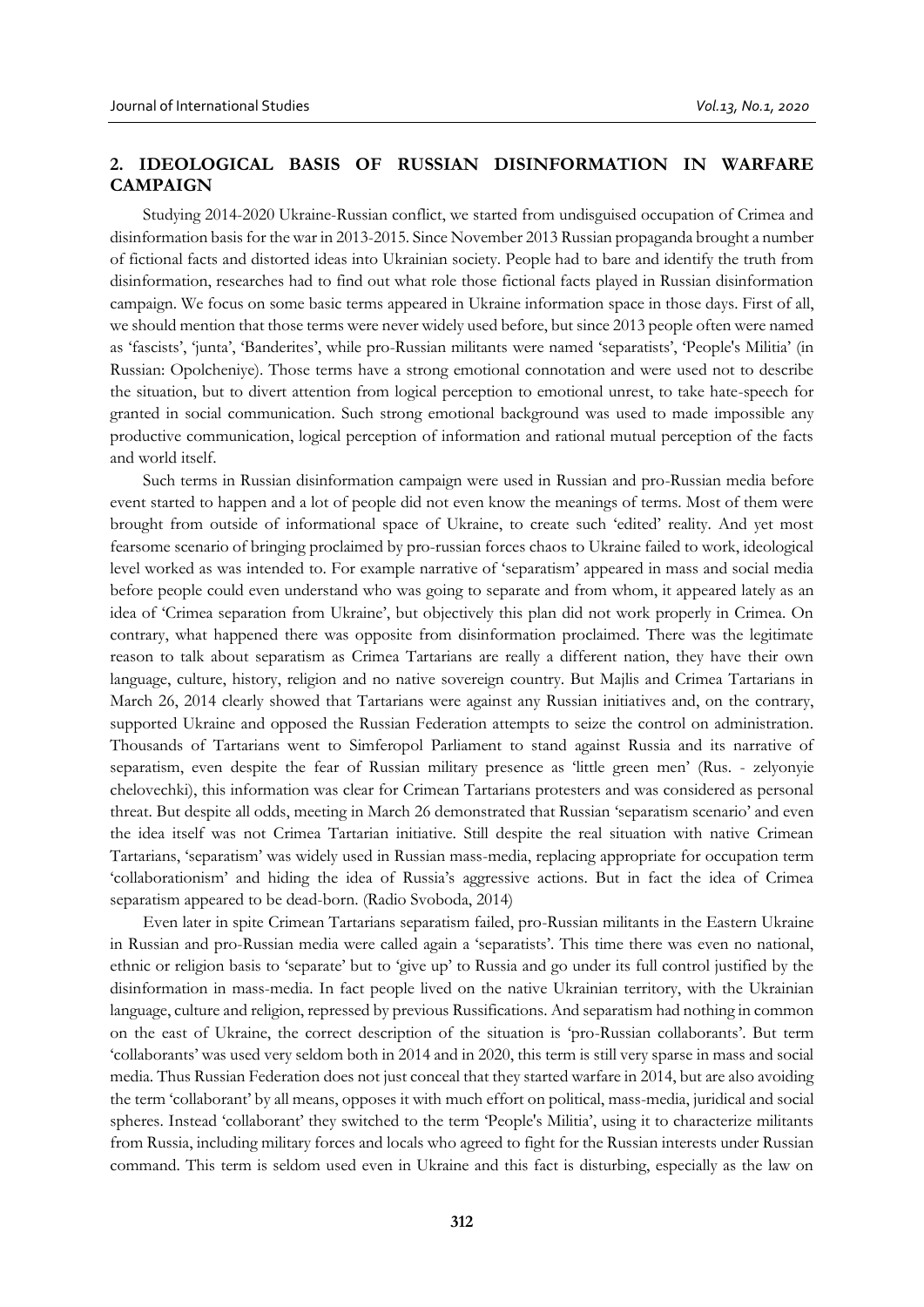## 2. IDEOLOGICAL BASIS OF RUSSIAN DISINFORMATION IN WARFARE CAMPAIGN

Studying 2014-2020 Ukraine-Russian conflict, we started from undisguised occupation of Crimea and disinformation basis for the war in 2013-2015. Since November 2013 Russian propaganda brought a number of fictional facts and distorted ideas into Ukrainian society. People had to bare and identify the truth from disinformation, researches had to find out what role those fictional facts played in Russian disinformation campaign. We focus on some basic terms appeared in Ukraine information space in those days. First of all, we should mention that those terms were never widely used before, but since 2013 people often were named as 'fascists', 'junta', 'Banderites', while pro-Russian militants were named 'separatists', 'People's Militia' (in Russian: Opolcheniye). Those terms have a strong emotional connotation and were used not to describe the situation, but to divert attention from logical perception to emotional unrest, to take hate-speech for granted in social communication. Such strong emotional background was used to made impossible any productive communication, logical perception of information and rational mutual perception of the facts and world itself.

Such terms in Russian disinformation campaign were used in Russian and pro-Russian media before event started to happen and a lot of people did not even know the meanings of terms. Most of them were brought from outside of informational space of Ukraine, to create such 'edited' reality. And yet most fearsome scenario of bringing proclaimed by pro-russian forces chaos to Ukraine failed to work, ideological level worked as was intended to. For example narrative of 'separatism' appeared in mass and social media before people could even understand who was going to separate and from whom, it appeared lately as an idea of 'Crimea separation from Ukraine', but objectively this plan did not work properly in Crimea. On contrary, what happened there was opposite from disinformation proclaimed. There was the legitimate reason to talk about separatism as Crimea Tartarians are really a different nation, they have their own language, culture, history, religion and no native sovereign country. But Majlis and Crimea Tartarians in March 26, 2014 clearly showed that Tartarians were against any Russian initiatives and, on the contrary, supported Ukraine and opposed the Russian Federation attempts to seize the control on administration. Thousands of Tartarians went to Simferopol Parliament to stand against Russia and its narrative of separatism, even despite the fear of Russian military presence as 'little green men' (Rus. - zelyonyie chelovechki), this information was clear for Crimean Tartarians protesters and was considered as personal threat. But despite all odds, meeting in March 26 demonstrated that Russian 'separatism scenario' and even the idea itself was not Crimea Tartarian initiative. Still despite the real situation with native Crimean Tartarians, 'separatism' was widely used in Russian mass-media, replacing appropriate for occupation term 'collaborationism' and hiding the idea of Russia's aggressive actions. But in fact the idea of Crimea separatism appeared to be dead-born. (Radio Svoboda, 2014)

Even later in spite Crimean Tartarians separatism failed, pro-Russian militants in the Eastern Ukraine in Russian and pro-Russian media were called again a 'separatists'. This time there was even no national, ethnic or religion basis to 'separate' but to 'give up' to Russia and go under its full control justified by the disinformation in mass-media. In fact people lived on the native Ukrainian territory, with the Ukrainian language, culture and religion, repressed by previous Russifications. And separatism had nothing in common on the east of Ukraine, the correct description of the situation is 'pro-Russian collaborants'. But term 'collaborants' was used very seldom both in 2014 and in 2020, this term is still very sparse in mass and social media. Thus Russian Federation does not just conceal that they started warfare in 2014, but are also avoiding the term 'collaborant' by all means, opposes it with much effort on political, mass-media, juridical and social spheres. Instead 'collaborant' they switched to the term 'People's Militia', using it to characterize militants from Russia, including military forces and locals who agreed to fight for the Russian interests under Russian command. This term is seldom used even in Ukraine and this fact is disturbing, especially as the law on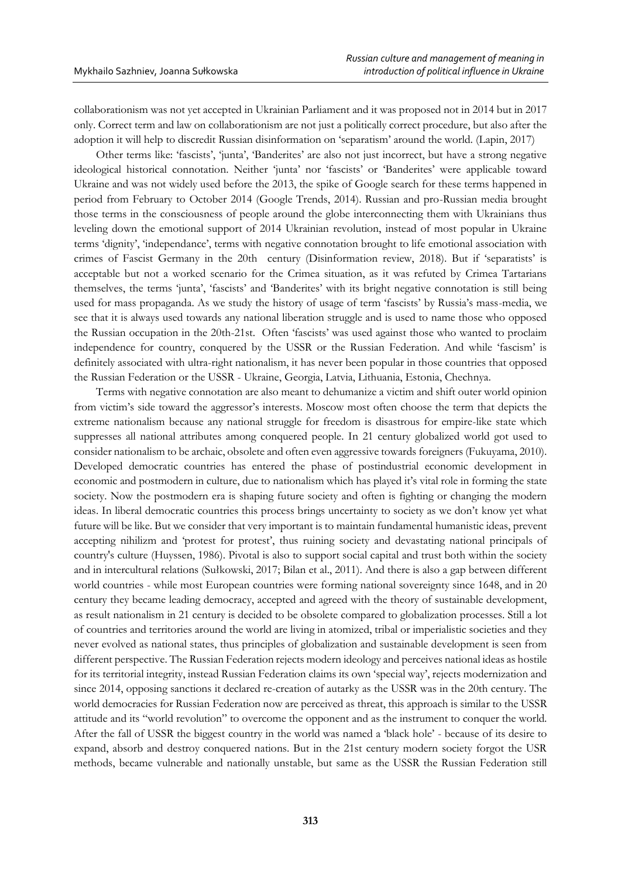collaborationism was not yet accepted in Ukrainian Parliament and it was proposed not in 2014 but in 2017 only. Correct term and law on collaborationism are not just a politically correct procedure, but also after the adoption it will help to discredit Russian disinformation on 'separatism' around the world. (Lapin, 2017)

Other terms like: 'fascists', 'junta', 'Banderites' are also not just incorrect, but have a strong negative ideological historical connotation. Neither 'junta' nor 'fascists' or 'Banderites' were applicable toward Ukraine and was not widely used before the 2013, the spike of Google search for these terms happened in period from February to October 2014 (Google Trends, 2014). Russian and pro-Russian media brought those terms in the consciousness of people around the globe interconnecting them with Ukrainians thus leveling down the emotional support of 2014 Ukrainian revolution, instead of most popular in Ukraine terms 'dignity', 'independance', terms with negative connotation brought to life emotional association with crimes of Fascist Germany in the 20th century (Disinformation review, 2018). But if 'separatists' is acceptable but not a worked scenario for the Crimea situation, as it was refuted by Crimea Tartarians themselves, the terms 'junta', 'fascists' and 'Banderites' with its bright negative connotation is still being used for mass propaganda. As we study the history of usage of term 'fascists' by Russia's mass-media, we see that it is always used towards any national liberation struggle and is used to name those who opposed the Russian occupation in the 20th-21st. Often 'fascists' was used against those who wanted to proclaim independence for country, conquered by the USSR or the Russian Federation. And while 'fascism' is definitely associated with ultra-right nationalism, it has never been popular in those countries that opposed the Russian Federation or the USSR - Ukraine, Georgia, Latvia, Lithuania, Estonia, Chechnya.

Terms with negative connotation are also meant to dehumanize a victim and shift outer world opinion from victim's side toward the aggressor's interests. Moscow most often choose the term that depicts the extreme nationalism because any national struggle for freedom is disastrous for empire-like state which suppresses all national attributes among conquered people. In 21 century globalized world got used to consider nationalism to be archaic, obsolete and often even aggressive towards foreigners (Fukuyama, 2010). Developed democratic countries has entered the phase of postindustrial economic development in economic and postmodern in culture, due to nationalism which has played it's vital role in forming the state society. Now the postmodern era is shaping future society and often is fighting or changing the modern ideas. In liberal democratic countries this process brings uncertainty to society as we don't know yet what future will be like. But we consider that very important is to maintain fundamental humanistic ideas, prevent accepting nihilizm and 'protest for protest', thus ruining society and devastating national principals of country's culture (Huyssen, 1986). Pivotal is also to support social capital and trust both within the society and in intercultural relations (Sułkowski, 2017; Bilan et al., 2011). And there is also a gap between different world countries - while most European countries were forming national sovereignty since 1648, and in 20 century they became leading democracy, accepted and agreed with the theory of sustainable development, as result nationalism in 21 century is decided to be obsolete compared to globalization processes. Still a lot of countries and territories around the world are living in atomized, tribal or imperialistic societies and they never evolved as national states, thus principles of globalization and sustainable development is seen from different perspective. The Russian Federation rejects modern ideology and perceives national ideas as hostile for its territorial integrity, instead Russian Federation claims its own 'special way', rejects modernization and since 2014, opposing sanctions it declared re-creation of autarky as the USSR was in the 20th century. The world democracies for Russian Federation now are perceived as threat, this approach is similar to the USSR attitude and its "world revolution" to overcome the opponent and as the instrument to conquer the world. After the fall of USSR the biggest country in the world was named a 'black hole' - because of its desire to expand, absorb and destroy conquered nations. But in the 21st century modern society forgot the USR methods, became vulnerable and nationally unstable, but same as the USSR the Russian Federation still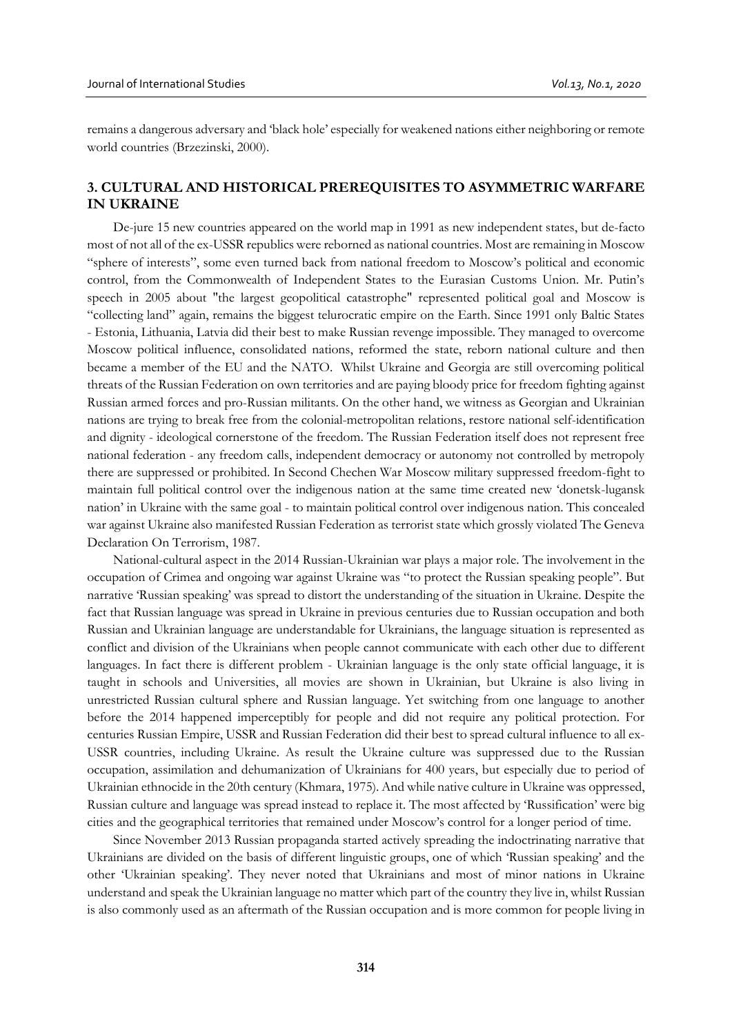remains a dangerous adversary and 'black hole' especially for weakened nations either neighboring or remote world countries (Brzezinski, 2000).

## 3. CULTURAL AND HISTORICAL PREREQUISITES TO ASYMMETRIC WARFARE IN UKRAINE

De-jure 15 new countries appeared on the world map in 1991 as new independent states, but de-facto most of not all of the ex-USSR republics were reborned as national countries. Most are remaining in Moscow "sphere of interests", some even turned back from national freedom to Moscow's political and economic control, from the Commonwealth of Independent States to the Eurasian Customs Union. Mr. Putin's speech in 2005 about "the largest geopolitical catastrophe" represented political goal and Moscow is "collecting land" again, remains the biggest telurocratic empire on the Earth. Since 1991 only Baltic States - Estonia, Lithuania, Latvia did their best to make Russian revenge impossible. They managed to overcome Moscow political influence, consolidated nations, reformed the state, reborn national culture and then became a member of the EU and the NATO. Whilst Ukraine and Georgia are still overcoming political threats of the Russian Federation on own territories and are paying bloody price for freedom fighting against Russian armed forces and pro-Russian militants. On the other hand, we witness as Georgian and Ukrainian nations are trying to break free from the colonial-metropolitan relations, restore national self-identification and dignity - ideological cornerstone of the freedom. The Russian Federation itself does not represent free national federation - any freedom calls, independent democracy or autonomy not controlled by metropoly there are suppressed or prohibited. In Second Chechen War Moscow military suppressed freedom-fight to maintain full political control over the indigenous nation at the same time created new 'donetsk-lugansk nation' in Ukraine with the same goal - to maintain political control over indigenous nation. This concealed war against Ukraine also manifested Russian Federation as terrorist state which grossly violated The Geneva Declaration On Terrorism, 1987.

National-cultural aspect in the 2014 Russian-Ukrainian war plays a major role. The involvement in the occupation of Crimea and ongoing war against Ukraine was "to protect the Russian speaking people". But narrative 'Russian speaking' was spread to distort the understanding of the situation in Ukraine. Despite the fact that Russian language was spread in Ukraine in previous centuries due to Russian occupation and both Russian and Ukrainian language are understandable for Ukrainians, the language situation is represented as conflict and division of the Ukrainians when people cannot communicate with each other due to different languages. In fact there is different problem - Ukrainian language is the only state official language, it is taught in schools and Universities, all movies are shown in Ukrainian, but Ukraine is also living in unrestricted Russian cultural sphere and Russian language. Yet switching from one language to another before the 2014 happened imperceptibly for people and did not require any political protection. For centuries Russian Empire, USSR and Russian Federation did their best to spread cultural influence to all ex-USSR countries, including Ukraine. As result the Ukraine culture was suppressed due to the Russian occupation, assimilation and dehumanization of Ukrainians for 400 years, but especially due to period of Ukrainian ethnocide in the 20th century (Khmara, 1975). And while native culture in Ukraine was oppressed, Russian culture and language was spread instead to replace it. The most affected by 'Russification' were big cities and the geographical territories that remained under Moscow's control for a longer period of time.

Since November 2013 Russian propaganda started actively spreading the indoctrinating narrative that Ukrainians are divided on the basis of different linguistic groups, one of which 'Russian speaking' and the other 'Ukrainian speaking'. They never noted that Ukrainians and most of minor nations in Ukraine understand and speak the Ukrainian language no matter which part of the country they live in, whilst Russian is also commonly used as an aftermath of the Russian occupation and is more common for people living in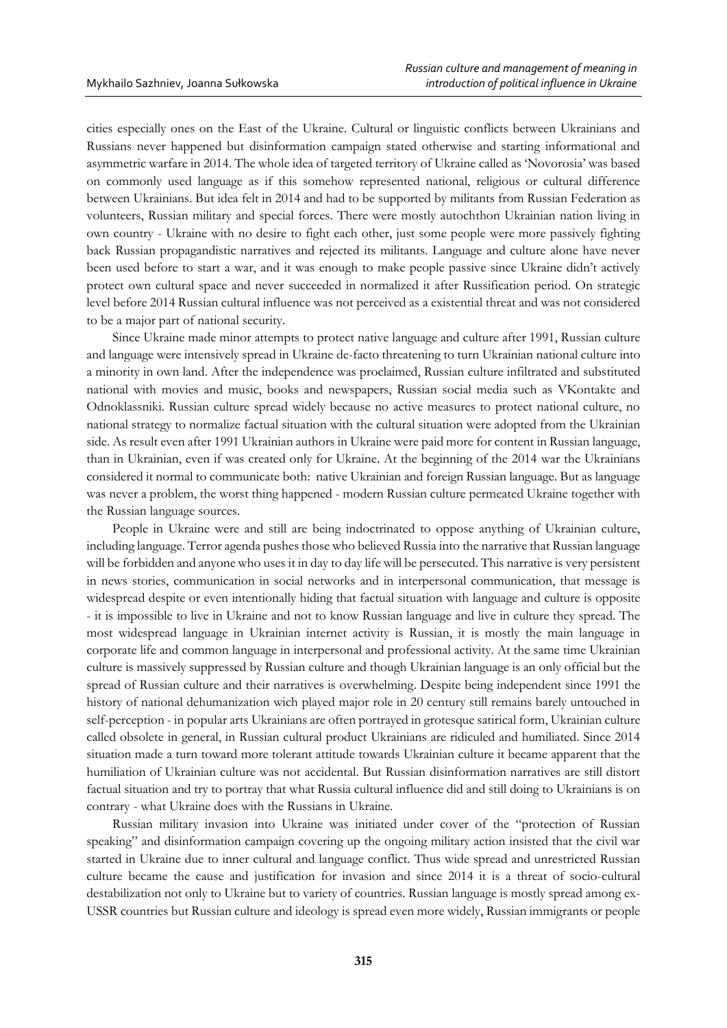cities especially ones on the East of the Ukraine. Cultural or linguistic conflicts between Ukrainians and Russians never happened but disinformation campaign stated otherwise and starting informational and asymmetric warfare in 2014. The whole idea of targeted territory of Ukraine called as 'Novorosia' was based on commonly used language as if this somehow represented national, religious or cultural difference between Ukrainians. But idea felt in 2014 and had to be supported by militants from Russian Federation as volunteers, Russian military and special forces. There were mostly autochthon Ukrainian nation living in own country - Ukraine with no desire to fight each other, just some people were more passively fighting back Russian propagandistic narratives and rejected its militants. Language and culture alone have never been used before to start a war, and it was enough to make people passive since Ukraine didn't actively protect own cultural space and never succeeded in normalized it after Russification period. On strategic level before 2014 Russian cultural influence was not perceived as a existential threat and was not considered to be a major part of national security.

Since Ukraine made minor attempts to protect native language and culture after 1991, Russian culture and language were intensively spread in Ukraine de-facto threatening to turn Ukrainian national culture into a minority in own land. After the independence was proclaimed, Russian culture infiltrated and substituted national with movies and music, books and newspapers, Russian social media such as VKontakte and Odnoklassniki. Russian culture spread widely because no active measures to protect national culture, no national strategy to normalize factual situation with the cultural situation were adopted from the Ukrainian side. As result even after 1991 Ukrainian authors in Ukraine were paid more for content in Russian language, than in Ukrainian, even if was created only for Ukraine. At the beginning of the 2014 war the Ukrainians considered it normal to communicate both: native Ukrainian and foreign Russian language. But as language was never a problem, the worst thing happened - modern Russian culture permeated Ukraine together with the Russian language sources.

People in Ukraine were and still are being indoctrinated to oppose anything of Ukrainian culture, including language. Terror agenda pushes those who believed Russia into the narrative that Russian language will be forbidden and anyone who uses it in day to day life will be persecuted. This narrative is very persistent in news stories, communication in social networks and in interpersonal communication, that message is widespread despite or even intentionally hiding that factual situation with language and culture is opposite - it is impossible to live in Ukraine and not to know Russian language and live in culture they spread. The most widespread language in Ukrainian internet activity is Russian, it is mostly the main language in corporate life and common language in interpersonal and professional activity. At the same time Ukrainian culture is massively suppressed by Russian culture and though Ukrainian language is an only official but the spread of Russian culture and their narratives is overwhelming. Despite being independent since 1991 the history of national dehumanization wich played major role in 20 century still remains barely untouched in self-perception - in popular arts Ukrainians are often portrayed in grotesque satirical form, Ukrainian culture called obsolete in general, in Russian cultural product Ukrainians are ridiculed and humiliated. Since 2014 situation made a turn toward more tolerant attitude towards Ukrainian culture it became apparent that the humiliation of Ukrainian culture was not accidental. But Russian disinformation narratives are still distort factual situation and try to portray that what Russia cultural influence did and still doing to Ukrainians is on contrary - what Ukraine does with the Russians in Ukraine.

Russian military invasion into Ukraine was initiated under cover of the "protection of Russian speaking" and disinformation campaign covering up the ongoing military action insisted that the civil war started in Ukraine due to inner cultural and language conflict. Thus wide spread and unrestricted Russian culture became the cause and justification for invasion and since 2014 it is a threat of socio-cultural destabilization not only to Ukraine but to variety of countries. Russian language is mostly spread among ex-USSR countries but Russian culture and ideology is spread even more widely, Russian immigrants or people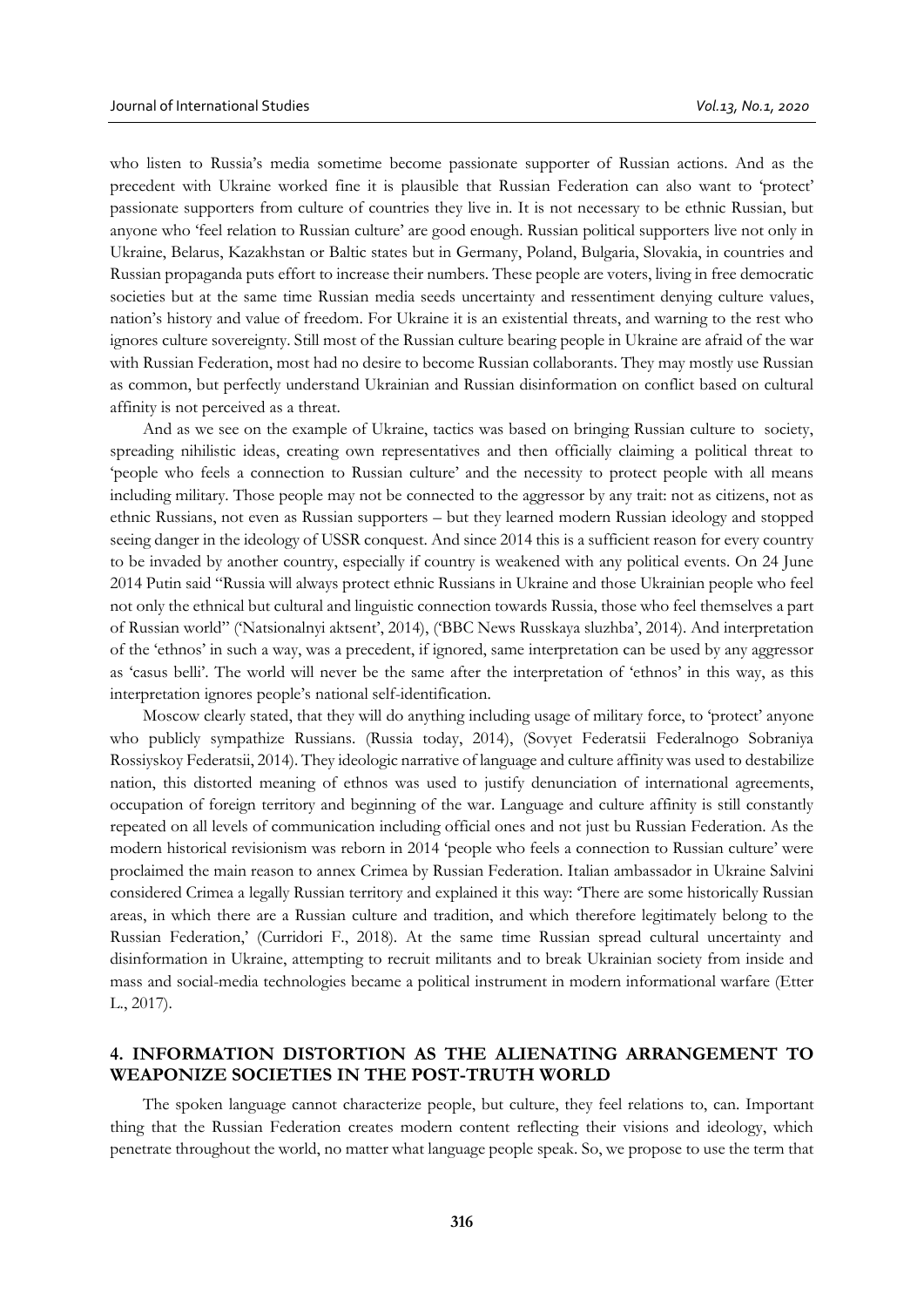who listen to Russia's media sometime become passionate supporter of Russian actions. And as the precedent with Ukraine worked fine it is plausible that Russian Federation can also want to 'protect' passionate supporters from culture of countries they live in. It is not necessary to be ethnic Russian, but anyone who 'feel relation to Russian culture' are good enough. Russian political supporters live not only in Ukraine, Belarus, Kazakhstan or Baltic states but in Germany, Poland, Bulgaria, Slovakia, in countries and Russian propaganda puts effort to increase their numbers. These people are voters, living in free democratic societies but at the same time Russian media seeds uncertainty and ressentiment denying culture values, nation's history and value of freedom. For Ukraine it is an existential threats, and warning to the rest who ignores culture sovereignty. Still most of the Russian culture bearing people in Ukraine are afraid of the war with Russian Federation, most had no desire to become Russian collaborants. They may mostly use Russian as common, but perfectly understand Ukrainian and Russian disinformation on conflict based on cultural affinity is not perceived as a threat.

And as we see on the example of Ukraine, tactics was based on bringing Russian culture to society, spreading nihilistic ideas, creating own representatives and then officially claiming a political threat to 'people who feels a connection to Russian culture' and the necessity to protect people with all means including military. Those people may not be connected to the aggressor by any trait: not as citizens, not as ethnic Russians, not even as Russian supporters – but they learned modern Russian ideology and stopped seeing danger in the ideology of USSR conquest. And since 2014 this is a sufficient reason for every country to be invaded by another country, especially if country is weakened with any political events. On 24 June 2014 Putin said "Russia will always protect ethnic Russians in Ukraine and those Ukrainian people who feel not only the ethnical but cultural and linguistic connection towards Russia, those who feel themselves a part of Russian world" ('Natsionalnyi aktsent', 2014), ('BBC News Russkaya sluzhba', 2014). And interpretation of the 'ethnos' in such a way, was a precedent, if ignored, same interpretation can be used by any aggressor as 'casus belli'. The world will never be the same after the interpretation of 'ethnos' in this way, as this interpretation ignores people's national self-identification.

Moscow clearly stated, that they will do anything including usage of military force, to 'protect' anyone who publicly sympathize Russians. (Russia today, 2014), (Sovyet Federatsii Federalnogo Sobraniya Rossiyskoy Federatsii, 2014). They ideologic narrative of language and culture affinity was used to destabilize nation, this distorted meaning of ethnos was used to justify denunciation of international agreements, occupation of foreign territory and beginning of the war. Language and culture affinity is still constantly repeated on all levels of communication including official ones and not just bu Russian Federation. As the modern historical revisionism was reborn in 2014 'people who feels a connection to Russian culture' were proclaimed the main reason to annex Crimea by Russian Federation. Italian ambassador in Ukraine Salvini considered Crimea a legally Russian territory and explained it this way: 'There are some historically Russian areas, in which there are a Russian culture and tradition, and which therefore legitimately belong to the Russian Federation,' (Curridori F., 2018). At the same time Russian spread cultural uncertainty and disinformation in Ukraine, attempting to recruit militants and to break Ukrainian society from inside and mass and social-media technologies became a political instrument in modern informational warfare (Etter L., 2017).

## 4. INFORMATION DISTORTION AS THE ALIENATING ARRANGEMENT TO WEAPONIZE SOCIETIES IN THE POST-TRUTH WORLD

The spoken language cannot characterize people, but culture, they feel relations to, can. Important thing that the Russian Federation creates modern content reflecting their visions and ideology, which penetrate throughout the world, no matter what language people speak. So, we propose to use the term that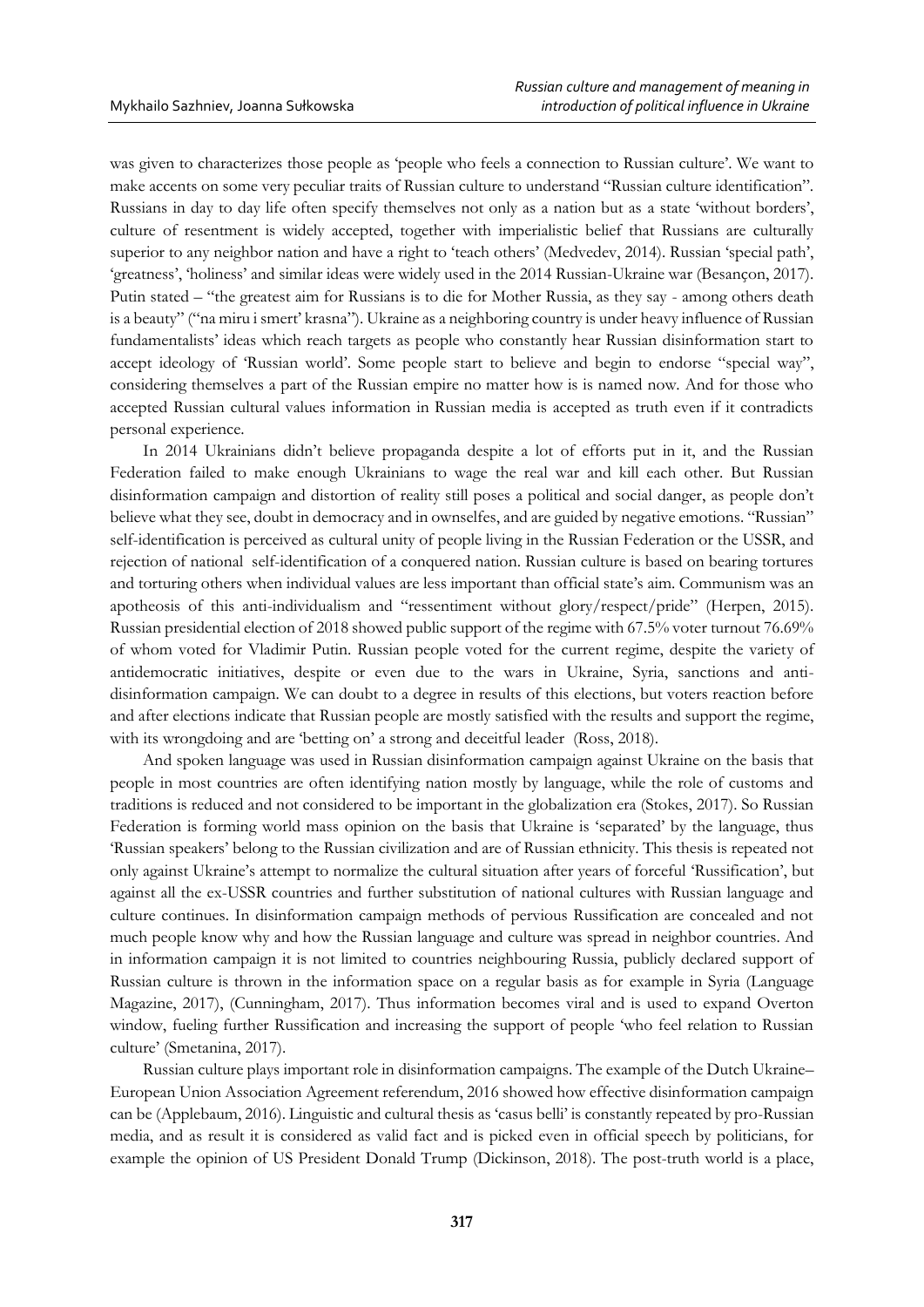was given to characterizes those people as 'people who feels a connection to Russian culture'. We want to make accents on some very peculiar traits of Russian culture to understand "Russian culture identification". Russians in day to day life often specify themselves not only as a nation but as a state 'without borders', culture of resentment is widely accepted, together with imperialistic belief that Russians are culturally superior to any neighbor nation and have a right to 'teach others' (Medvedev, 2014). Russian 'special path', 'greatness', 'holiness' and similar ideas were widely used in the 2014 Russian-Ukraine war (Besançon, 2017). Putin stated – "the greatest aim for Russians is to die for Mother Russia, as they say - among others death is a beauty" ("na miru i smert' krasna"). Ukraine as a neighboring country is under heavy influence of Russian fundamentalists' ideas which reach targets as people who constantly hear Russian disinformation start to accept ideology of 'Russian world'. Some people start to believe and begin to endorse "special way", considering themselves a part of the Russian empire no matter how is is named now. And for those who accepted Russian cultural values information in Russian media is accepted as truth even if it contradicts personal experience.

In 2014 Ukrainians didn't believe propaganda despite a lot of efforts put in it, and the Russian Federation failed to make enough Ukrainians to wage the real war and kill each other. But Russian disinformation campaign and distortion of reality still poses a political and social danger, as people don't believe what they see, doubt in democracy and in ownselfes, and are guided by negative emotions. "Russian" self-identification is perceived as cultural unity of people living in the Russian Federation or the USSR, and rejection of national self-identification of a conquered nation. Russian culture is based on bearing tortures and torturing others when individual values are less important than official state's aim. Communism was an apotheosis of this anti-individualism and "ressentiment without glory/respect/pride" (Herpen, 2015). Russian presidential election of 2018 showed public support of the regime with 67.5% voter turnout 76.69% of whom voted for Vladimir Putin. Russian people voted for the current regime, despite the variety of antidemocratic initiatives, despite or even due to the wars in Ukraine, Syria, sanctions and anti-disinformation campaign. We can doubt to a degree in results of this elections, but voters reaction before and after elections indicate that Russian people are mostly satisfied with the results and support the regime, with its wrongdoing and are 'betting on' a strong and deceitful leader (Ross, 2018).

And spoken language was used in Russian disinformation campaign against Ukraine on the basis that people in most countries are often identifying nation mostly by language, while the role of customs and traditions is reduced and not considered to be important in the globalization era (Stokes, 2017). So Russian Federation is forming world mass opinion on the basis that Ukraine is 'separated' by the language, thus 'Russian speakers' belong to the Russian civilization and are of Russian ethnicity. This thesis is repeated not only against Ukraine's attempt to normalize the cultural situation after years of forceful 'Russification', but against all the ex-USSR countries and further substitution of national cultures with Russian language and culture continues. In disinformation campaign methods of pervious Russification are concealed and not much people know why and how the Russian language and culture was spread in neighbor countries. And in information campaign it is not limited to countries neighbouring Russia, publicly declared support of Russian culture is thrown in the information space on a regular basis as for example in Syria (Language Magazine, 2017), (Cunningham, 2017). Thus information becomes viral and is used to expand Overton window, fueling further Russification and increasing the support of people 'who feel relation to Russian culture' (Smetanina, 2017).

Russian culture plays important role in disinformation campaigns. The example of the Dutch Ukraine–European Union Association Agreement referendum, 2016 showed how effective disinformation campaign can be (Applebaum, 2016). Linguistic and cultural thesis as 'casus belli' is constantly repeated by pro-Russian media, and as result it is considered as valid fact and is picked even in official speech by politicians, for example the opinion of US President Donald Trump (Dickinson, 2018). The post-truth world is a place,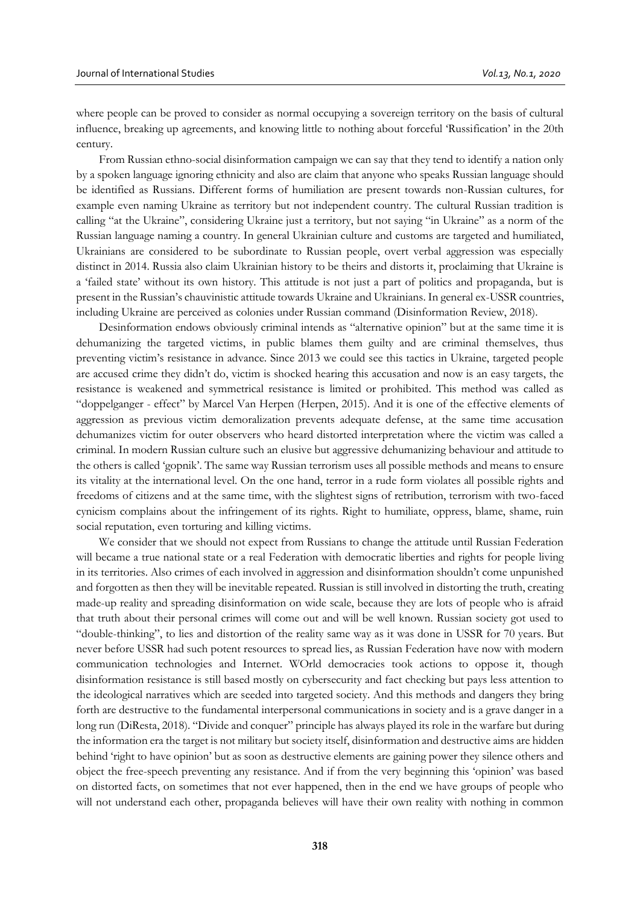where people can be proved to consider as normal occupying a sovereign territory on the basis of cultural influence, breaking up agreements, and knowing little to nothing about forceful 'Russification' in the 20th century.

From Russian ethno-social disinformation campaign we can say that they tend to identify a nation only by a spoken language ignoring ethnicity and also are claim that anyone who speaks Russian language should be identified as Russians. Different forms of humiliation are present towards non-Russian cultures, for example even naming Ukraine as territory but not independent country. The cultural Russian tradition is calling "at the Ukraine", considering Ukraine just a territory, but not saying "in Ukraine" as a norm of the Russian language naming a country. In general Ukrainian culture and customs are targeted and humiliated, Ukrainians are considered to be subordinate to Russian people, overt verbal aggression was especially distinct in 2014. Russia also claim Ukrainian history to be theirs and distorts it, proclaiming that Ukraine is a 'failed state' without its own history. This attitude is not just a part of politics and propaganda, but is present in the Russian's chauvinistic attitude towards Ukraine and Ukrainians. In general ex-USSR countries, including Ukraine are perceived as colonies under Russian command (Disinformation Review, 2018).

Desinformation endows obviously criminal intends as "alternative opinion" but at the same time it is dehumanizing the targeted victims, in public blames them guilty and are criminal themselves, thus preventing victim's resistance in advance. Since 2013 we could see this tactics in Ukraine, targeted people are accused crime they didn't do, victim is shocked hearing this accusation and now is an easy targets, the resistance is weakened and symmetrical resistance is limited or prohibited. This method was called as "doppelganger - effect" by Marcel Van Herpen (Herpen, 2015). And it is one of the effective elements of aggression as previous victim demoralization prevents adequate defense, at the same time accusation dehumanizes victim for outer observers who heard distorted interpretation where the victim was called a criminal. In modern Russian culture such an elusive but aggressive dehumanizing behaviour and attitude to the others is called 'gopnik'. The same way Russian terrorism uses all possible methods and means to ensure its vitality at the international level. On the one hand, terror in a rude form violates all possible rights and freedoms of citizens and at the same time, with the slightest signs of retribution, terrorism with two-faced cynicism complains about the infringement of its rights. Right to humiliate, oppress, blame, shame, ruin social reputation, even torturing and killing victims.

We consider that we should not expect from Russians to change the attitude until Russian Federation will became a true national state or a real Federation with democratic liberties and rights for people living in its territories. Also crimes of each involved in aggression and disinformation shouldn't come unpunished and forgotten as then they will be inevitable repeated. Russian is still involved in distorting the truth, creating made-up reality and spreading disinformation on wide scale, because they are lots of people who is afraid that truth about their personal crimes will come out and will be well known. Russian society got used to "double-thinking", to lies and distortion of the reality same way as it was done in USSR for 70 years. But never before USSR had such potent resources to spread lies, as Russian Federation have now with modern communication technologies and Internet. WOrld democracies took actions to oppose it, though disinformation resistance is still based mostly on cybersecurity and fact checking but pays less attention to the ideological narratives which are seeded into targeted society. And this methods and dangers they bring forth are destructive to the fundamental interpersonal communications in society and is a grave danger in a long run (DiResta, 2018). "Divide and conquer" principle has always played its role in the warfare but during the information era the target is not military but society itself, disinformation and destructive aims are hidden behind 'right to have opinion' but as soon as destructive elements are gaining power they silence others and object the free-speech preventing any resistance. And if from the very beginning this 'opinion' was based on distorted facts, on sometimes that not ever happened, then in the end we have groups of people who will not understand each other, propaganda believes will have their own reality with nothing in common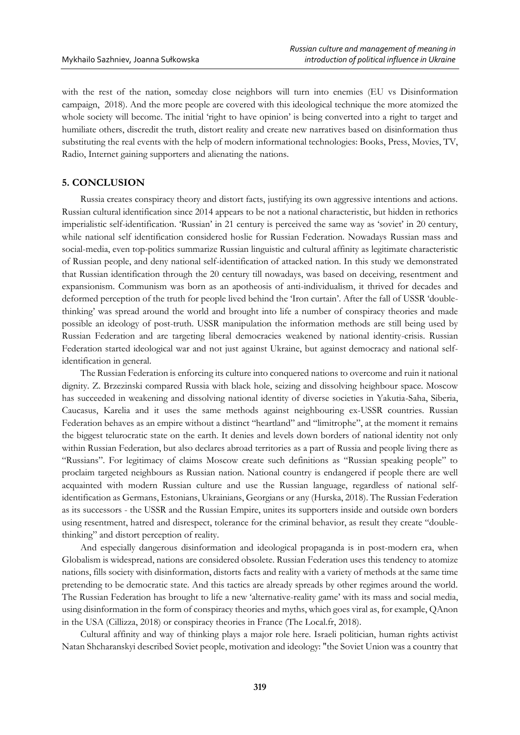with the rest of the nation, someday close neighbors will turn into enemies (EU vs Disinformation campaign, 2018). And the more people are covered with this ideological technique the more atomized the whole society will become. The initial 'right to have opinion' is being converted into a right to target and humiliate others, discredit the truth, distort reality and create new narratives based on disinformation thus substituting the real events with the help of modern informational technologies: Books, Press, Movies, TV, Radio, Internet gaining supporters and alienating the nations.

## 5. CONCLUSION

Russia creates conspiracy theory and distort facts, justifying its own aggressive intentions and actions. Russian cultural identification since 2014 appears to be not a national characteristic, but hidden in rethorics imperialistic self-identification. 'Russian' in 21 century is perceived the same way as 'soviet' in 20 century, while national self identification considered hoslie for Russian Federation. Nowadays Russian mass and social-media, even top-politics summarize Russian linguistic and cultural affinity as legitimate characteristic of Russian people, and deny national self-identification of attacked nation. In this study we demonstrated that Russian identification through the 20 century till nowadays, was based on deceiving, resentment and expansionism. Communism was born as an apotheosis of anti-individualism, it thrived for decades and deformed perception of the truth for people lived behind the 'Iron curtain'. After the fall of USSR 'double-thinking' was spread around the world and brought into life a number of conspiracy theories and made possible an ideology of post-truth. USSR manipulation the information methods are still being used by Russian Federation and are targeting liberal democracies weakened by national identity-crisis. Russian Federation started ideological war and not just against Ukraine, but against democracy and national self-identification in general.

The Russian Federation is enforcing its culture into conquered nations to overcome and ruin it national dignity. Z. Brzezinski compared Russia with black hole, seizing and dissolving heighbour space. Moscow has succeeded in weakening and dissolving national identity of diverse societies in Yakutia-Saha, Siberia, Caucasus, Karelia and it uses the same methods against neighbouring ex-USSR countries. Russian Federation behaves as an empire without a distinct "heartland" and "limitrophe", at the moment it remains the biggest telurocratic state on the earth. It denies and levels down borders of national identity not only within Russian Federation, but also declares abroad territories as a part of Russia and people living there as "Russians". For legitimacy of claims Moscow create such definitions as "Russian speaking people" to proclaim targeted neighbours as Russian nation. National country is endangered if people there are well acquainted with modern Russian culture and use the Russian language, regardless of national self-identification as Germans, Estonians, Ukrainians, Georgians or any (Hurska, 2018). The Russian Federation as its successors - the USSR and the Russian Empire, unites its supporters inside and outside own borders using resentment, hatred and disrespect, tolerance for the criminal behavior, as result they create "double-thinking" and distort perception of reality.

And especially dangerous disinformation and ideological propaganda is in post-modern era, when Globalism is widespread, nations are considered obsolete. Russian Federation uses this tendency to atomize nations, fills society with disinformation, distorts facts and reality with a variety of methods at the same time pretending to be democratic state. And this tactics are already spreads by other regimes around the world. The Russian Federation has brought to life a new 'alternative-reality game' with its mass and social media, using disinformation in the form of conspiracy theories and myths, which goes viral as, for example, QAnon in the USA (Cillizza, 2018) or conspiracy theories in France (The Local.fr, 2018).

Cultural affinity and way of thinking plays a major role here. Israeli politician, human rights activist Natan Shcharanskyi described Soviet people, motivation and ideology: "the Soviet Union was a country that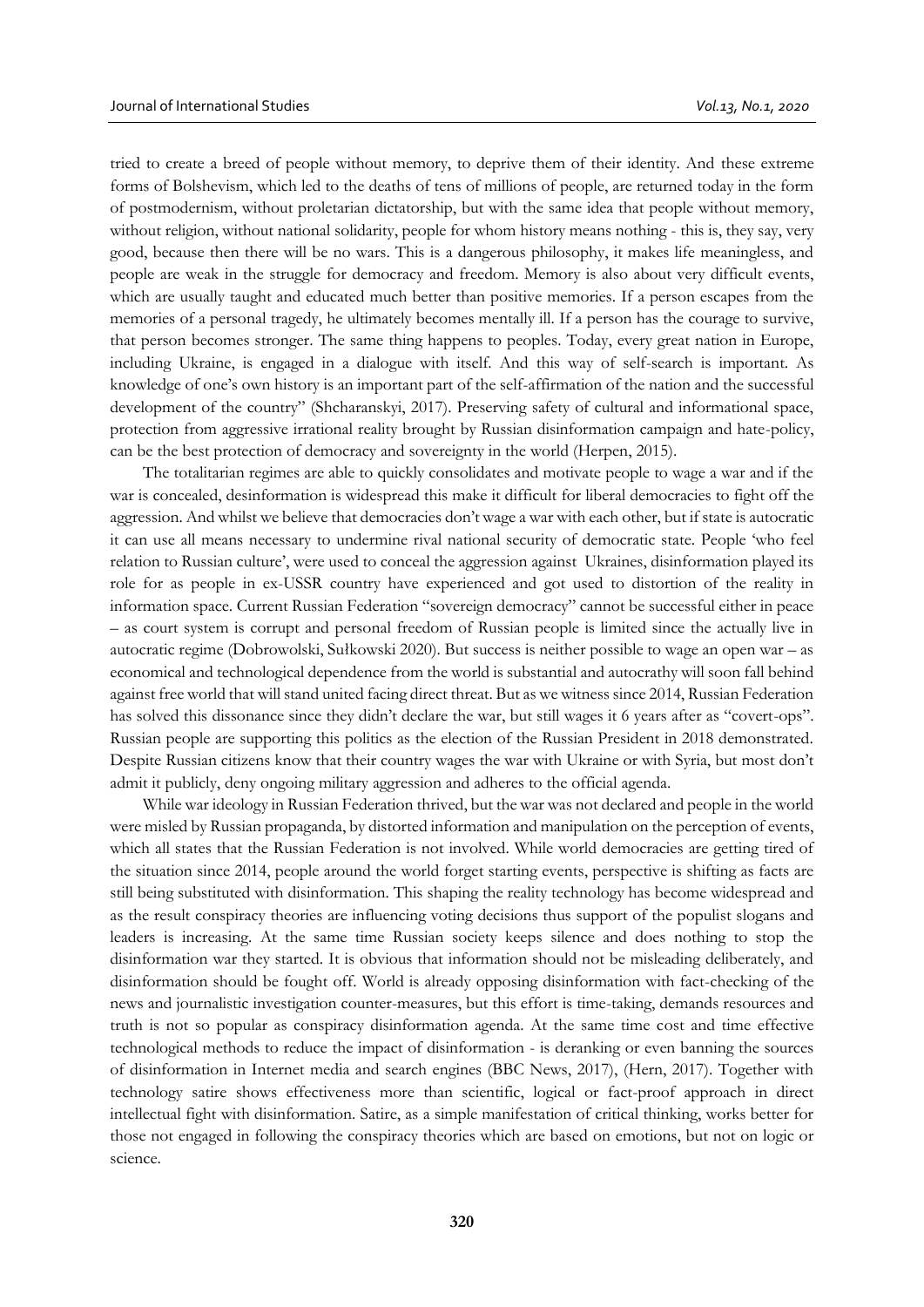tried to create a breed of people without memory, to deprive them of their identity. And these extreme forms of Bolshevism, which led to the deaths of tens of millions of people, are returned today in the form of postmodernism, without proletarian dictatorship, but with the same idea that people without memory, without religion, without national solidarity, people for whom history means nothing - this is, they say, very good, because then there will be no wars. This is a dangerous philosophy, it makes life meaningless, and people are weak in the struggle for democracy and freedom. Memory is also about very difficult events, which are usually taught and educated much better than positive memories. If a person escapes from the memories of a personal tragedy, he ultimately becomes mentally ill. If a person has the courage to survive, that person becomes stronger. The same thing happens to peoples. Today, every great nation in Europe, including Ukraine, is engaged in a dialogue with itself. And this way of self-search is important. As knowledge of one's own history is an important part of the self-affirmation of the nation and the successful development of the country" (Shcharanskyi, 2017). Preserving safety of cultural and informational space, protection from aggressive irrational reality brought by Russian disinformation campaign and hate-policy, can be the best protection of democracy and sovereignty in the world (Herpen, 2015).

The totalitarian regimes are able to quickly consolidates and motivate people to wage a war and if the war is concealed, desinformation is widespread this make it difficult for liberal democracies to fight off the aggression. And whilst we believe that democracies don't wage a war with each other, but if state is autocratic it can use all means necessary to undermine rival national security of democratic state. People 'who feel relation to Russian culture', were used to conceal the aggression against Ukraines, disinformation played its role for as people in ex-USSR country have experienced and got used to distortion of the reality in information space. Current Russian Federation "sovereign democracy" cannot be successful either in peace – as court system is corrupt and personal freedom of Russian people is limited since the actually live in autocratic regime (Dobrowolski, Sułkowski 2020). But success is neither possible to wage an open war – as economical and technological dependence from the world is substantial and autocrathy will soon fall behind against free world that will stand united facing direct threat. But as we witness since 2014, Russian Federation has solved this dissonance since they didn't declare the war, but still wages it 6 years after as "covert-ops". Russian people are supporting this politics as the election of the Russian President in 2018 demonstrated. Despite Russian citizens know that their country wages the war with Ukraine or with Syria, but most don't admit it publicly, deny ongoing military aggression and adheres to the official agenda.

While war ideology in Russian Federation thrived, but the war was not declared and people in the world were misled by Russian propaganda, by distorted information and manipulation on the perception of events, which all states that the Russian Federation is not involved. While world democracies are getting tired of the situation since 2014, people around the world forget starting events, perspective is shifting as facts are still being substituted with disinformation. This shaping the reality technology has become widespread and as the result conspiracy theories are influencing voting decisions thus support of the populist slogans and leaders is increasing. At the same time Russian society keeps silence and does nothing to stop the disinformation war they started. It is obvious that information should not be misleading deliberately, and disinformation should be fought off. World is already opposing disinformation with fact-checking of the news and journalistic investigation counter-measures, but this effort is time-taking, demands resources and truth is not so popular as conspiracy disinformation agenda. At the same time cost and time effective technological methods to reduce the impact of disinformation - is deranking or even banning the sources of disinformation in Internet media and search engines (BBC News, 2017), (Hern, 2017). Together with technology satire shows effectiveness more than scientific, logical or fact-proof approach in direct intellectual fight with disinformation. Satire, as a simple manifestation of critical thinking, works better for those not engaged in following the conspiracy theories which are based on emotions, but not on logic or science.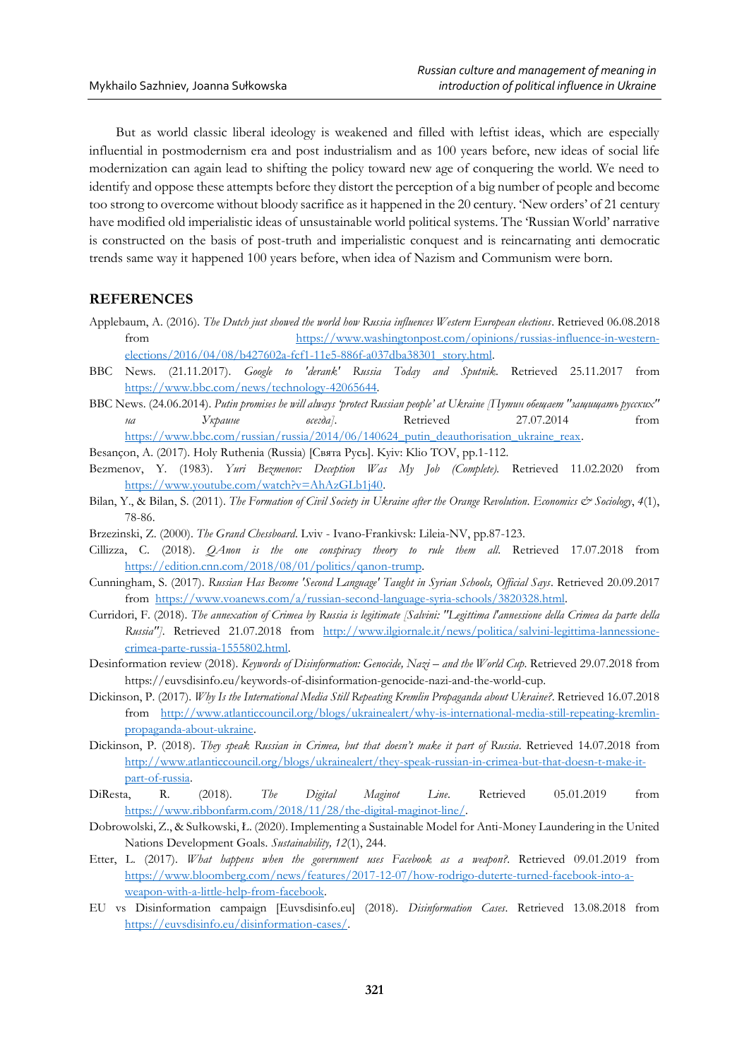But as world classic liberal ideology is weakened and filled with leftist ideas, which are especially influential in postmodernism era and post industrialism and as 100 years before, new ideas of social life modernization can again lead to shifting the policy toward new age of conquering the world. We need to identify and oppose these attempts before they distort the perception of a big number of people and become too strong to overcome without bloody sacrifice as it happened in the 20 century. 'New orders' of 21 century have modified old imperialistic ideas of unsustainable world political systems. The 'Russian World' narrative is constructed on the basis of post-truth and imperialistic conquest and is reincarnating anti democratic trends same way it happened 100 years before, when idea of Nazism and Communism were born.

## REFERENCES

Applebaum, A. (2016). *The Dutch just showed the world how Russia influences Western European elections*. Retrieved 06.08.2018 from https://www.washingtonpost.com/opinions/russias-influence-in-western-elections/2016/04/08/b427602a-fcf1-11e5-886f-a037dba38301_story.html.

BBC News. (21.11.2017). *Google to 'derank' Russia Today and Sputnik*. Retrieved 25.11.2017 from https://www.bbc.com/news/technology-42065644.

BBC News. (24.06.2014). *Putin promises he will always 'protect Russian people' at Ukraine [Путин обещает "защищать русских" на Украине всегда]*. Retrieved 27.07.2014 from https://www.bbc.com/russian/russia/2014/06/140624_putin_deauthorisation_ukraine_reax.

Besançon, A. (2017). Holy Ruthenia (Russia) [Свята Русь]. Kyiv: Klio TOV, pp.1-112.

Bezmenov, Y. (1983). *Yuri Bezmenov: Deception Was My Job (Complete).* Retrieved 11.02.2020 from https://www.youtube.com/watch?v=AhAzGLb1j40.

Bilan, Y., & Bilan, S. (2011). *The Formation of Civil Society in Ukraine after the Orange Revolution. Economics & Sociology*, *4*(1), 78-86.

Brzezinski, Z. (2000). *The Grand Chessboard*. Lviv - Ivano-Frankivsk: Lileia-NV, pp.87-123.

Cillizza, C. (2018). *QAnon is the one conspiracy theory to rule them all*. Retrieved 17.07.2018 from https://edition.cnn.com/2018/08/01/politics/qanon-trump.

Cunningham, S. (2017). *Russian Has Become 'Second Language' Taught in Syrian Schools, Official Says*. Retrieved 20.09.2017 from https://www.voanews.com/a/russian-second-language-syria-schools/3820328.html.

Curridori, F. (2018). *The annexation of Crimea by Russia is legitimate [Salvini: "Legittima l'annessione della Crimea da parte della Russia"]*. Retrieved 21.07.2018 from http://www.ilgiornale.it/news/politica/salvini-legittima-lannessione-crimea-parte-russia-1555802.html.

Desinformation review (2018). *Keywords of Disinformation: Genocide, Nazi – and the World Cup*. Retrieved 29.07.2018 from https://euvsdisinfo.eu/keywords-of-disinformation-genocide-nazi-and-the-world-cup.

Dickinson, P. (2017). *Why Is the International Media Still Repeating Kremlin Propaganda about Ukraine?*. Retrieved 16.07.2018 from http://www.atlanticcouncil.org/blogs/ukrainealert/why-is-international-media-still-repeating-kremlin-propaganda-about-ukraine.

Dickinson, P. (2018). *They speak Russian in Crimea, but that doesn't make it part of Russia*. Retrieved 14.07.2018 from http://www.atlanticcouncil.org/blogs/ukrainealert/they-speak-russian-in-crimea-but-that-doesn-t-make-it-part-of-russia.

DiResta, R. (2018). *The Digital Maginot Line*. Retrieved 05.01.2019 from https://www.ribbonfarm.com/2018/11/28/the-digital-maginot-line/.

Dobrowolski, Z., & Sułkowski, Ł. (2020). Implementing a Sustainable Model for Anti-Money Laundering in the United Nations Development Goals. *Sustainability, 12*(1), 244.

Etter, L. (2017). *What happens when the government uses Facebook as a weapon?*. Retrieved 09.01.2019 from https://www.bloomberg.com/news/features/2017-12-07/how-rodrigo-duterte-turned-facebook-into-a-weapon-with-a-little-help-from-facebook.

EU vs Disinformation campaign [Euvsdisinfo.eu] (2018). *Disinformation Cases*. Retrieved 13.08.2018 from https://euvsdisinfo.eu/disinformation-cases/.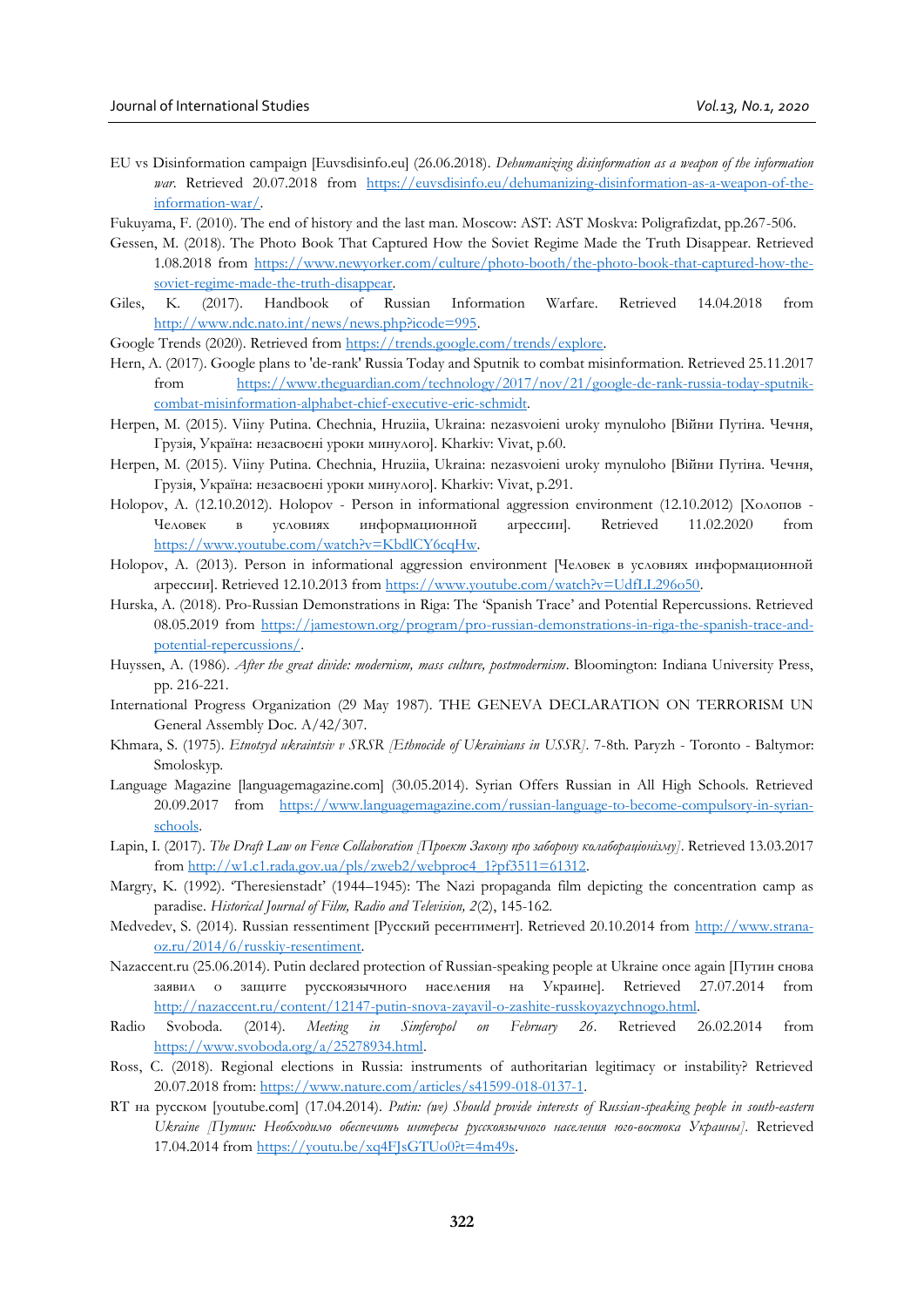EU vs Disinformation campaign [Euvsdisinfo.eu] (26.06.2018). *Dehumanizing disinformation as a weapon of the information war*. Retrieved 20.07.2018 from https://euvsdisinfo.eu/dehumanizing-disinformation-as-a-weapon-of-the-information-war/.

Fukuyama, F. (2010). The end of history and the last man. Moscow: AST: AST Moskva: Poligrafizdat, pp.267-506.

Gessen, M. (2018). The Photo Book That Captured How the Soviet Regime Made the Truth Disappear. Retrieved 1.08.2018 from https://www.newyorker.com/culture/photo-booth/the-photo-book-that-captured-how-the-soviet-regime-made-the-truth-disappear.

Giles, K. (2017). Handbook of Russian Information Warfare. Retrieved 14.04.2018 from http://www.ndc.nato.int/news/news.php?icode=995.

Google Trends (2020). Retrieved from https://trends.google.com/trends/explore.

Hern, A. (2017). Google plans to 'de-rank' Russia Today and Sputnik to combat misinformation. Retrieved 25.11.2017 from https://www.theguardian.com/technology/2017/nov/21/google-de-rank-russia-today-sputnik-combat-misinformation-alphabet-chief-executive-eric-schmidt.

Herpen, M. (2015). Viiny Putina. Chechnia, Hruziia, Ukraina: nezasvoieni uroky mynuloho [Війни Путіна. Чечня, Грузія, Україна: незасвоєні уроки минулого]. Kharkiv: Vivat, p.60.

Herpen, M. (2015). Viiny Putina. Chechnia, Hruziia, Ukraina: nezasvoieni uroky mynuloho [Війни Путіна. Чечня, Грузія, Україна: незасвоєні уроки минулого]. Kharkiv: Vivat, p.291.

Holopov, A. (12.10.2012). Holopov - Person in informational aggression environment (12.10.2012) [Холопов - Человек в условиях информационной агрессии]. Retrieved 11.02.2020 from https://www.youtube.com/watch?v=KbdlCY6cqHw.

Holopov, A. (2013). Person in informational aggression environment [Человек в условиях информационной агрессии]. Retrieved 12.10.2013 from https://www.youtube.com/watch?v=UdfLL296o50.

Hurska, A. (2018). Pro-Russian Demonstrations in Riga: The 'Spanish Trace' and Potential Repercussions. Retrieved 08.05.2019 from https://jamestown.org/program/pro-russian-demonstrations-in-riga-the-spanish-trace-and-potential-repercussions/.

Huyssen, A. (1986). *After the great divide: modernism, mass culture, postmodernism*. Bloomington: Indiana University Press, pp. 216-221.

International Progress Organization (29 May 1987). THE GENEVA DECLARATION ON TERRORISM UN General Assembly Doc. A/42/307.

Khmara, S. (1975). *Etnotsyd ukraintsiv v SRSR [Ethnocide of Ukrainians in USSR]*. 7-8th. Paryzh - Toronto - Baltymor: Smoloskyp.

Language Magazine [languagemagazine.com] (30.05.2014). Syrian Offers Russian in All High Schools. Retrieved 20.09.2017 from https://www.languagemagazine.com/russian-language-to-become-compulsory-in-syrian-schools.

Lapin, I. (2017). *The Draft Law on Fence Collaboration [Проект Закону про заборону колабораціонізму]*. Retrieved 13.03.2017 from http://w1.c1.rada.gov.ua/pls/zweb2/webproc4_1?pf3511=61312.

Margry, K. (1992). 'Theresienstadt' (1944–1945): The Nazi propaganda film depicting the concentration camp as paradise. *Historical Journal of Film, Radio and Television, 2*(2), 145-162.

Medvedev, S. (2014). Russian ressentiment [Русский ресентимент]. Retrieved 20.10.2014 from http://www.strana-oz.ru/2014/6/russkiy-resentiment.

Nazaccent.ru (25.06.2014). Putin declared protection of Russian-speaking people at Ukraine once again [Путин снова заявил о защите русскоязычного населения на Украине]. Retrieved 27.07.2014 from http://nazaccent.ru/content/12147-putin-snova-zayavil-o-zashite-russkoyazychnogo.html.

Radio Svoboda. (2014). *Meeting in Simferopol on February 26*. Retrieved 26.02.2014 from https://www.svoboda.org/a/25278934.html.

Ross, C. (2018). Regional elections in Russia: instruments of authoritarian legitimacy or instability? Retrieved 20.07.2018 from: https://www.nature.com/articles/s41599-018-0137-1.

RT на русском [youtube.com] (17.04.2014). *Putin: (we) Should provide interests of Russian-speaking people in south-eastern Ukraine [Путин: Необходимо обеспечить интересы русскоязычного населения юго-востока Украины]*. Retrieved 17.04.2014 from https://youtu.be/xq4FJsGTUo0?t=4m49s.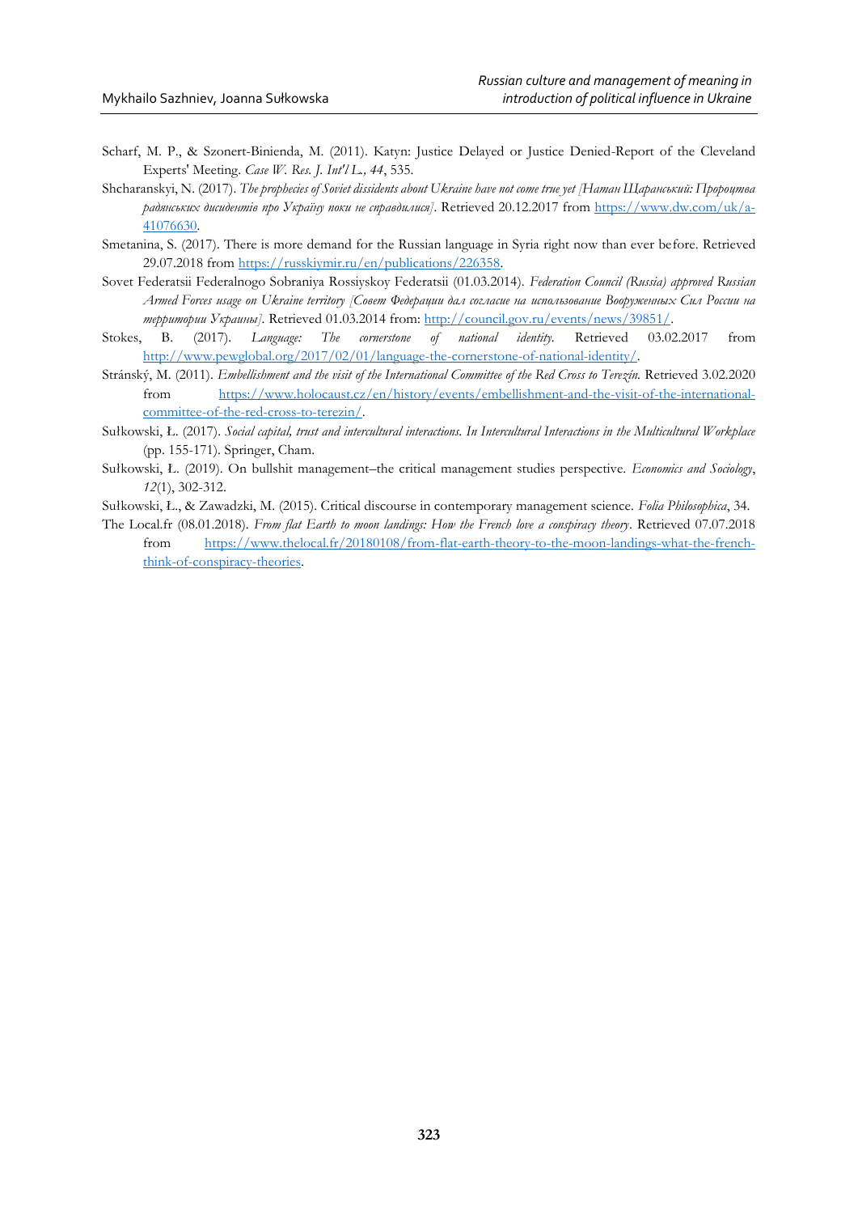Scharf, M. P., & Szonert-Binienda, M. (2011). Katyn: Justice Delayed or Justice Denied-Report of the Cleveland Experts' Meeting. *Case W. Res. J. Int'l L., 44*, 535.

Shcharanskyi, N. (2017). *The prophecies of Soviet dissidents about Ukraine have not come true yet [Натан Щаранський: Пророцтва радянських дисидентів про Україну поки не справдилися]*. Retrieved 20.12.2017 from https://www.dw.com/uk/a-41076630.

Smetanina, S. (2017). There is more demand for the Russian language in Syria right now than ever before. Retrieved 29.07.2018 from https://russkiymir.ru/en/publications/226358.

Sovet Federatsii Federalnogo Sobraniya Rossiyskoy Federatsii (01.03.2014). *Federation Council (Russia) approved Russian Armed Forces usage on Ukraine territory [Совет Федерации дал согласие на использование Вооруженных Сил России на территории Украины]*. Retrieved 01.03.2014 from: http://council.gov.ru/events/news/39851/.

Stokes, B. (2017). *Language: The cornerstone of national identity*. Retrieved 03.02.2017 from http://www.pewglobal.org/2017/02/01/language-the-cornerstone-of-national-identity/.

Stránský, M. (2011). *Embellishment and the visit of the International Committee of the Red Cross to Terezín.* Retrieved 3.02.2020 from https://www.holocaust.cz/en/history/events/embellishment-and-the-visit-of-the-international-committee-of-the-red-cross-to-terezin/.

Sułkowski, Ł. (2017). *Social capital, trust and intercultural interactions. In Intercultural Interactions in the Multicultural Workplace* (pp. 155-171). Springer, Cham.

Sułkowski, Ł. (2019). On bullshit management–the critical management studies perspective. *Economics and Sociology*, *12*(1), 302-312.

Sułkowski, Ł., & Zawadzki, M. (2015). Critical discourse in contemporary management science. *Folia Philosophica*, 34.

The Local.fr (08.01.2018). *From flat Earth to moon landings: How the French love a conspiracy theory*. Retrieved 07.07.2018 from https://www.thelocal.fr/20180108/from-flat-earth-theory-to-the-moon-landings-what-the-french-think-of-conspiracy-theories.